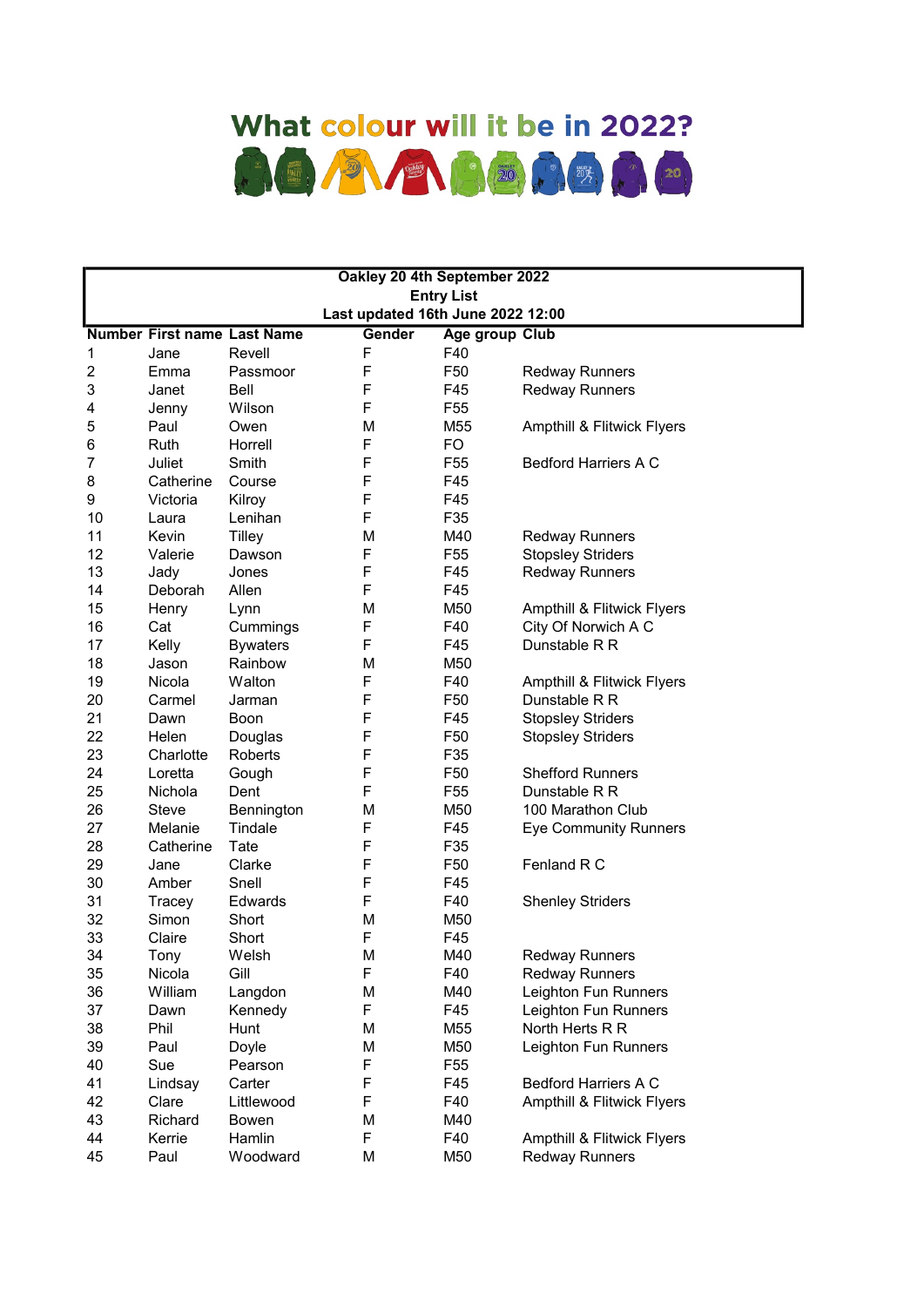# What colour will it be in 2022?

**Oakley 20 4th September 2022**
**Entry List**
**Last updated 16th June 2022 12:00**

| Number | First name | Last Name | Gender | Age group | Club |
|---|---|---|---|---|---|
| 1 | Jane | Revell | F | F40 | |
| 2 | Emma | Passmoor | F | F50 | Redway Runners |
| 3 | Janet | Bell | F | F45 | Redway Runners |
| 4 | Jenny | Wilson | F | F55 | |
| 5 | Paul | Owen | M | M55 | Ampthill & Flitwick Flyers |
| 6 | Ruth | Horrell | F | FO | |
| 7 | Juliet | Smith | F | F55 | Bedford Harriers A C |
| 8 | Catherine | Course | F | F45 | |
| 9 | Victoria | Kilroy | F | F45 | |
| 10 | Laura | Lenihan | F | F35 | |
| 11 | Kevin | Tilley | M | M40 | Redway Runners |
| 12 | Valerie | Dawson | F | F55 | Stopsley Striders |
| 13 | Jady | Jones | F | F45 | Redway Runners |
| 14 | Deborah | Allen | F | F45 | |
| 15 | Henry | Lynn | M | M50 | Ampthill & Flitwick Flyers |
| 16 | Cat | Cummings | F | F40 | City Of Norwich A C |
| 17 | Kelly | Bywaters | F | F45 | Dunstable R R |
| 18 | Jason | Rainbow | M | M50 | |
| 19 | Nicola | Walton | F | F40 | Ampthill & Flitwick Flyers |
| 20 | Carmel | Jarman | F | F50 | Dunstable R R |
| 21 | Dawn | Boon | F | F45 | Stopsley Striders |
| 22 | Helen | Douglas | F | F50 | Stopsley Striders |
| 23 | Charlotte | Roberts | F | F35 | |
| 24 | Loretta | Gough | F | F50 | Shefford Runners |
| 25 | Nichola | Dent | F | F55 | Dunstable R R |
| 26 | Steve | Bennington | M | M50 | 100 Marathon Club |
| 27 | Melanie | Tindale | F | F45 | Eye Community Runners |
| 28 | Catherine | Tate | F | F35 | |
| 29 | Jane | Clarke | F | F50 | Fenland R C |
| 30 | Amber | Snell | F | F45 | |
| 31 | Tracey | Edwards | F | F40 | Shenley Striders |
| 32 | Simon | Short | M | M50 | |
| 33 | Claire | Short | F | F45 | |
| 34 | Tony | Welsh | M | M40 | Redway Runners |
| 35 | Nicola | Gill | F | F40 | Redway Runners |
| 36 | William | Langdon | M | M40 | Leighton Fun Runners |
| 37 | Dawn | Kennedy | F | F45 | Leighton Fun Runners |
| 38 | Phil | Hunt | M | M55 | North Herts R R |
| 39 | Paul | Doyle | M | M50 | Leighton Fun Runners |
| 40 | Sue | Pearson | F | F55 | |
| 41 | Lindsay | Carter | F | F45 | Bedford Harriers A C |
| 42 | Clare | Littlewood | F | F40 | Ampthill & Flitwick Flyers |
| 43 | Richard | Bowen | M | M40 | |
| 44 | Kerrie | Hamlin | F | F40 | Ampthill & Flitwick Flyers |
| 45 | Paul | Woodward | M | M50 | Redway Runners |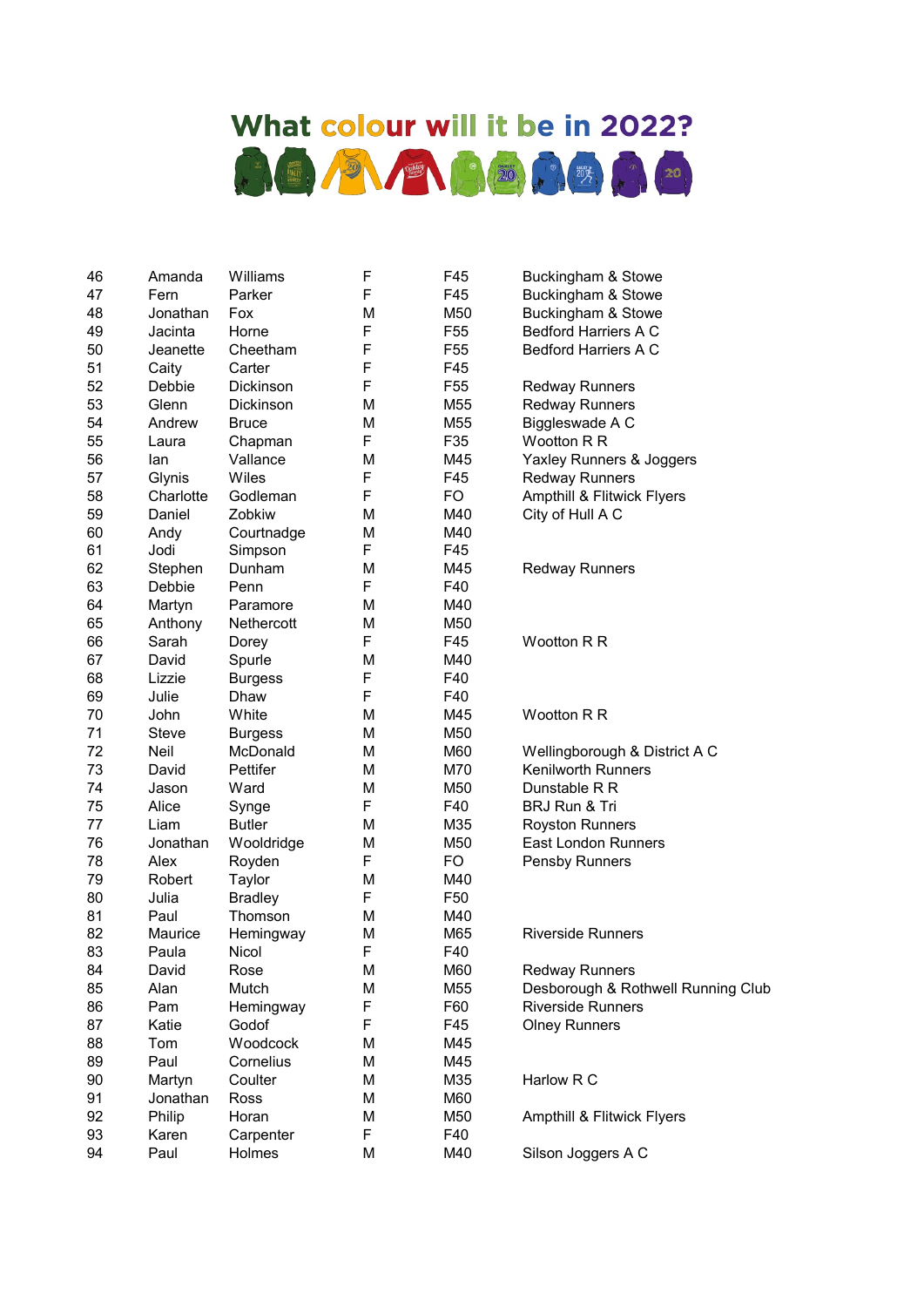# What colour will it be in 2022?

| | | | | | |
|---|---|---|---|---|---|
| 46 | Amanda | Williams | F | F45 | Buckingham & Stowe |
| 47 | Fern | Parker | F | F45 | Buckingham & Stowe |
| 48 | Jonathan | Fox | M | M50 | Buckingham & Stowe |
| 49 | Jacinta | Horne | F | F55 | Bedford Harriers A C |
| 50 | Jeanette | Cheetham | F | F55 | Bedford Harriers A C |
| 51 | Caity | Carter | F | F45 | |
| 52 | Debbie | Dickinson | F | F55 | Redway Runners |
| 53 | Glenn | Dickinson | M | M55 | Redway Runners |
| 54 | Andrew | Bruce | M | M55 | Biggleswade A C |
| 55 | Laura | Chapman | F | F35 | Wootton R R |
| 56 | Ian | Vallance | M | M45 | Yaxley Runners & Joggers |
| 57 | Glynis | Wiles | F | F45 | Redway Runners |
| 58 | Charlotte | Godleman | F | FO | Ampthill & Flitwick Flyers |
| 59 | Daniel | Zobkiw | M | M40 | City of Hull A C |
| 60 | Andy | Courtnadge | M | M40 | |
| 61 | Jodi | Simpson | F | F45 | |
| 62 | Stephen | Dunham | M | M45 | Redway Runners |
| 63 | Debbie | Penn | F | F40 | |
| 64 | Martyn | Paramore | M | M40 | |
| 65 | Anthony | Nethercott | M | M50 | |
| 66 | Sarah | Dorey | F | F45 | Wootton R R |
| 67 | David | Spurle | M | M40 | |
| 68 | Lizzie | Burgess | F | F40 | |
| 69 | Julie | Dhaw | F | F40 | |
| 70 | John | White | M | M45 | Wootton R R |
| 71 | Steve | Burgess | M | M50 | |
| 72 | Neil | McDonald | M | M60 | Wellingborough & District A C |
| 73 | David | Pettifer | M | M70 | Kenilworth Runners |
| 74 | Jason | Ward | M | M50 | Dunstable R R |
| 75 | Alice | Synge | F | F40 | BRJ Run & Tri |
| 77 | Liam | Butler | M | M35 | Royston Runners |
| 76 | Jonathan | Wooldridge | M | M50 | East London Runners |
| 78 | Alex | Royden | F | FO | Pensby Runners |
| 79 | Robert | Taylor | M | M40 | |
| 80 | Julia | Bradley | F | F50 | |
| 81 | Paul | Thomson | M | M40 | |
| 82 | Maurice | Hemingway | M | M65 | Riverside Runners |
| 83 | Paula | Nicol | F | F40 | |
| 84 | David | Rose | M | M60 | Redway Runners |
| 85 | Alan | Mutch | M | M55 | Desborough & Rothwell Running Club |
| 86 | Pam | Hemingway | F | F60 | Riverside Runners |
| 87 | Katie | Godof | F | F45 | Olney Runners |
| 88 | Tom | Woodcock | M | M45 | |
| 89 | Paul | Cornelius | M | M45 | |
| 90 | Martyn | Coulter | M | M35 | Harlow R C |
| 91 | Jonathan | Ross | M | M60 | |
| 92 | Philip | Horan | M | M50 | Ampthill & Flitwick Flyers |
| 93 | Karen | Carpenter | F | F40 | |
| 94 | Paul | Holmes | M | M40 | Silson Joggers A C |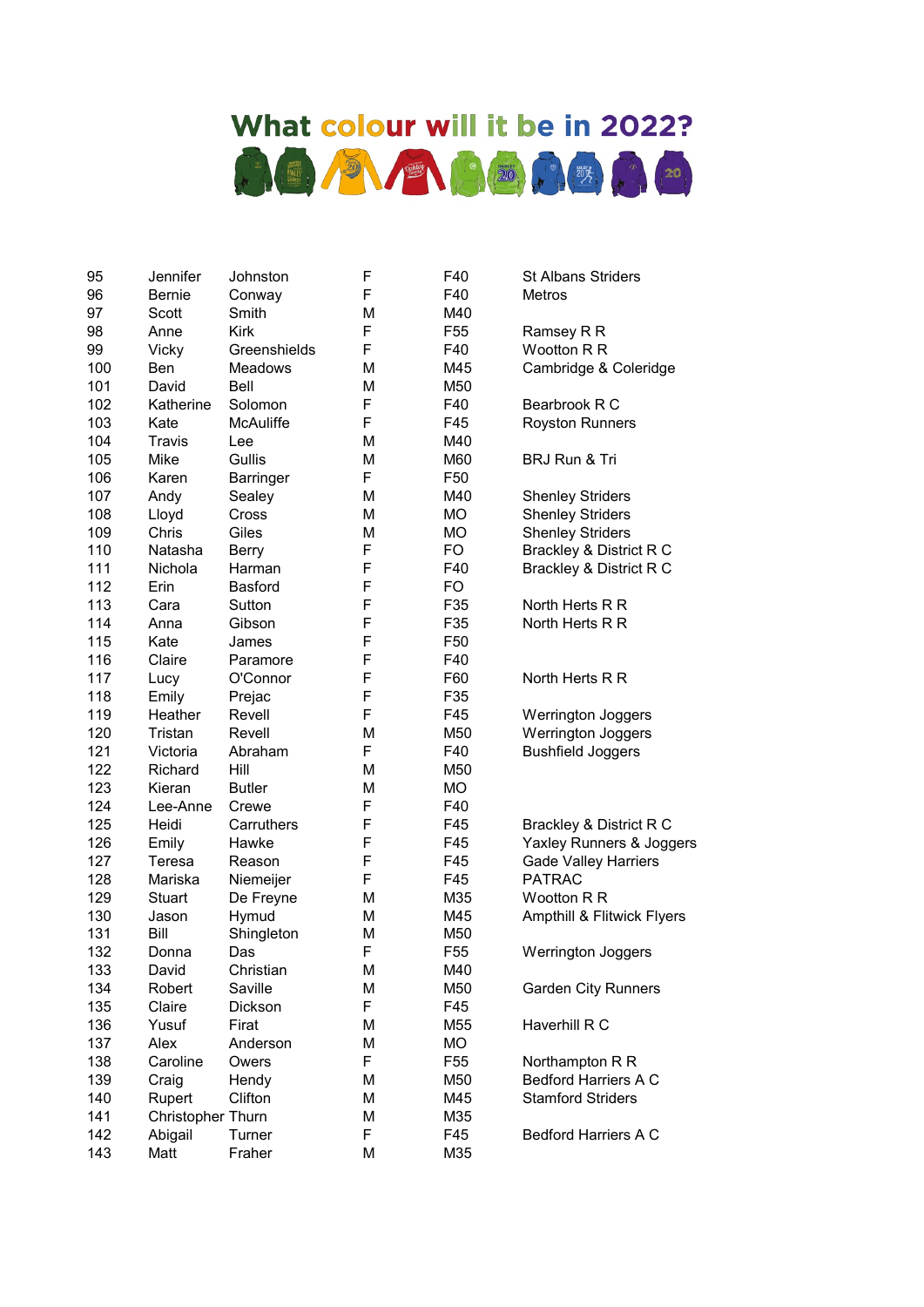# What colour will it be in 2022?

| | | | | | |
|---|---|---|---|---|---|
| 95 | Jennifer | Johnston | F | F40 | St Albans Striders |
| 96 | Bernie | Conway | F | F40 | Metros |
| 97 | Scott | Smith | M | M40 | |
| 98 | Anne | Kirk | F | F55 | Ramsey R R |
| 99 | Vicky | Greenshields | F | F40 | Wootton R R |
| 100 | Ben | Meadows | M | M45 | Cambridge & Coleridge |
| 101 | David | Bell | M | M50 | |
| 102 | Katherine | Solomon | F | F40 | Bearbrook R C |
| 103 | Kate | McAuliffe | F | F45 | Royston Runners |
| 104 | Travis | Lee | M | M40 | |
| 105 | Mike | Gullis | M | M60 | BRJ Run & Tri |
| 106 | Karen | Barringer | F | F50 | |
| 107 | Andy | Sealey | M | M40 | Shenley Striders |
| 108 | Lloyd | Cross | M | MO | Shenley Striders |
| 109 | Chris | Giles | M | MO | Shenley Striders |
| 110 | Natasha | Berry | F | FO | Brackley & District R C |
| 111 | Nichola | Harman | F | F40 | Brackley & District R C |
| 112 | Erin | Basford | F | FO | |
| 113 | Cara | Sutton | F | F35 | North Herts R R |
| 114 | Anna | Gibson | F | F35 | North Herts R R |
| 115 | Kate | James | F | F50 | |
| 116 | Claire | Paramore | F | F40 | |
| 117 | Lucy | O'Connor | F | F60 | North Herts R R |
| 118 | Emily | Prejac | F | F35 | |
| 119 | Heather | Revell | F | F45 | Werrington Joggers |
| 120 | Tristan | Revell | M | M50 | Werrington Joggers |
| 121 | Victoria | Abraham | F | F40 | Bushfield Joggers |
| 122 | Richard | Hill | M | M50 | |
| 123 | Kieran | Butler | M | MO | |
| 124 | Lee-Anne | Crewe | F | F40 | |
| 125 | Heidi | Carruthers | F | F45 | Brackley & District R C |
| 126 | Emily | Hawke | F | F45 | Yaxley Runners & Joggers |
| 127 | Teresa | Reason | F | F45 | Gade Valley Harriers |
| 128 | Mariska | Niemeijer | F | F45 | PATRAC |
| 129 | Stuart | De Freyne | M | M35 | Wootton R R |
| 130 | Jason | Hymud | M | M45 | Ampthill & Flitwick Flyers |
| 131 | Bill | Shingleton | M | M50 | |
| 132 | Donna | Das | F | F55 | Werrington Joggers |
| 133 | David | Christian | M | M40 | |
| 134 | Robert | Saville | M | M50 | Garden City Runners |
| 135 | Claire | Dickson | F | F45 | |
| 136 | Yusuf | Firat | M | M55 | Haverhill R C |
| 137 | Alex | Anderson | M | MO | |
| 138 | Caroline | Owers | F | F55 | Northampton R R |
| 139 | Craig | Hendy | M | M50 | Bedford Harriers A C |
| 140 | Rupert | Clifton | M | M45 | Stamford Striders |
| 141 | Christopher | Thurn | M | M35 | |
| 142 | Abigail | Turner | F | F45 | Bedford Harriers A C |
| 143 | Matt | Fraher | M | M35 | |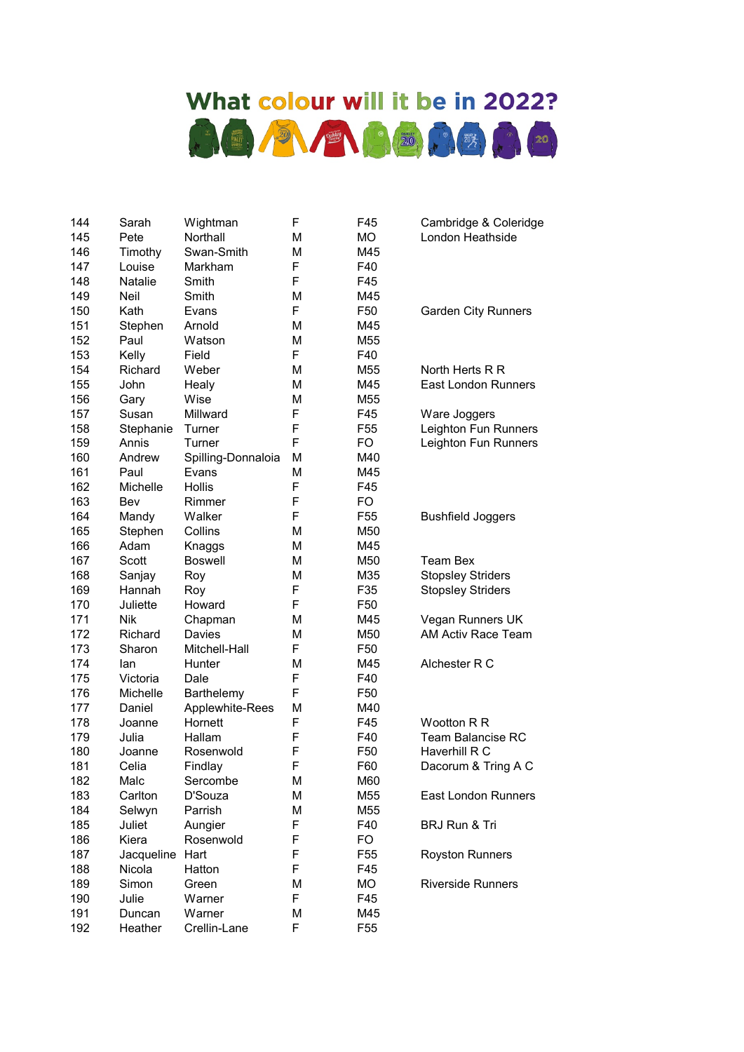# What colour will it be in 2022?

| | | | | | |
|---|---|---|---|---|---|
| 144 | Sarah | Wightman | F | F45 | Cambridge & Coleridge |
| 145 | Pete | Northall | M | MO | London Heathside |
| 146 | Timothy | Swan-Smith | M | M45 | |
| 147 | Louise | Markham | F | F40 | |
| 148 | Natalie | Smith | F | F45 | |
| 149 | Neil | Smith | M | M45 | |
| 150 | Kath | Evans | F | F50 | Garden City Runners |
| 151 | Stephen | Arnold | M | M45 | |
| 152 | Paul | Watson | M | M55 | |
| 153 | Kelly | Field | F | F40 | |
| 154 | Richard | Weber | M | M55 | North Herts R R |
| 155 | John | Healy | M | M45 | East London Runners |
| 156 | Gary | Wise | M | M55 | |
| 157 | Susan | Millward | F | F45 | Ware Joggers |
| 158 | Stephanie | Turner | F | F55 | Leighton Fun Runners |
| 159 | Annis | Turner | F | FO | Leighton Fun Runners |
| 160 | Andrew | Spilling-Donnaloia | M | M40 | |
| 161 | Paul | Evans | M | M45 | |
| 162 | Michelle | Hollis | F | F45 | |
| 163 | Bev | Rimmer | F | FO | |
| 164 | Mandy | Walker | F | F55 | Bushfield Joggers |
| 165 | Stephen | Collins | M | M50 | |
| 166 | Adam | Knaggs | M | M45 | |
| 167 | Scott | Boswell | M | M50 | Team Bex |
| 168 | Sanjay | Roy | M | M35 | Stopsley Striders |
| 169 | Hannah | Roy | F | F35 | Stopsley Striders |
| 170 | Juliette | Howard | F | F50 | |
| 171 | Nik | Chapman | M | M45 | Vegan Runners UK |
| 172 | Richard | Davies | M | M50 | AM Activ Race Team |
| 173 | Sharon | Mitchell-Hall | F | F50 | |
| 174 | Ian | Hunter | M | M45 | Alchester R C |
| 175 | Victoria | Dale | F | F40 | |
| 176 | Michelle | Barthelemy | F | F50 | |
| 177 | Daniel | Applewhite-Rees | M | M40 | |
| 178 | Joanne | Hornett | F | F45 | Wootton R R |
| 179 | Julia | Hallam | F | F40 | Team Balancise RC |
| 180 | Joanne | Rosenwold | F | F50 | Haverhill R C |
| 181 | Celia | Findlay | F | F60 | Dacorum & Tring A C |
| 182 | Malc | Sercombe | M | M60 | |
| 183 | Carlton | D'Souza | M | M55 | East London Runners |
| 184 | Selwyn | Parrish | M | M55 | |
| 185 | Juliet | Aungier | F | F40 | BRJ Run & Tri |
| 186 | Kiera | Rosenwold | F | FO | |
| 187 | Jacqueline | Hart | F | F55 | Royston Runners |
| 188 | Nicola | Hatton | F | F45 | |
| 189 | Simon | Green | M | MO | Riverside Runners |
| 190 | Julie | Warner | F | F45 | |
| 191 | Duncan | Warner | M | M45 | |
| 192 | Heather | Crellin-Lane | F | F55 | |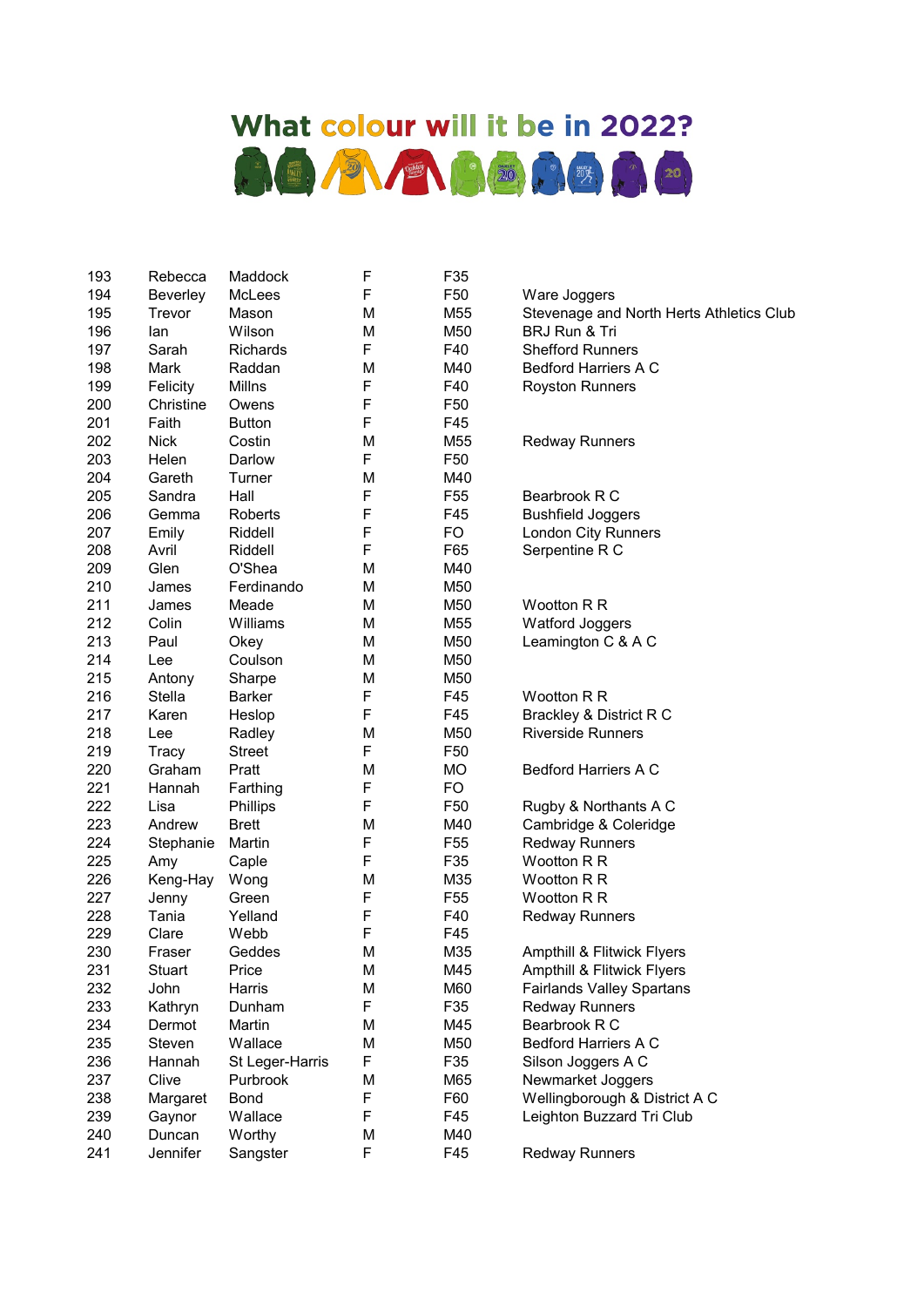# What colour will it be in 2022?

| | | | | | |
|---|---|---|---|---|---|
| 193 | Rebecca | Maddock | F | F35 | |
| 194 | Beverley | McLees | F | F50 | Ware Joggers |
| 195 | Trevor | Mason | M | M55 | Stevenage and North Herts Athletics Club |
| 196 | Ian | Wilson | M | M50 | BRJ Run & Tri |
| 197 | Sarah | Richards | F | F40 | Shefford Runners |
| 198 | Mark | Raddan | M | M40 | Bedford Harriers A C |
| 199 | Felicity | Millns | F | F40 | Royston Runners |
| 200 | Christine | Owens | F | F50 | |
| 201 | Faith | Button | F | F45 | |
| 202 | Nick | Costin | M | M55 | Redway Runners |
| 203 | Helen | Darlow | F | F50 | |
| 204 | Gareth | Turner | M | M40 | |
| 205 | Sandra | Hall | F | F55 | Bearbrook R C |
| 206 | Gemma | Roberts | F | F45 | Bushfield Joggers |
| 207 | Emily | Riddell | F | FO | London City Runners |
| 208 | Avril | Riddell | F | F65 | Serpentine R C |
| 209 | Glen | O'Shea | M | M40 | |
| 210 | James | Ferdinando | M | M50 | |
| 211 | James | Meade | M | M50 | Wootton R R |
| 212 | Colin | Williams | M | M55 | Watford Joggers |
| 213 | Paul | Okey | M | M50 | Leamington C & A C |
| 214 | Lee | Coulson | M | M50 | |
| 215 | Antony | Sharpe | M | M50 | |
| 216 | Stella | Barker | F | F45 | Wootton R R |
| 217 | Karen | Heslop | F | F45 | Brackley & District R C |
| 218 | Lee | Radley | M | M50 | Riverside Runners |
| 219 | Tracy | Street | F | F50 | |
| 220 | Graham | Pratt | M | MO | Bedford Harriers A C |
| 221 | Hannah | Farthing | F | FO | |
| 222 | Lisa | Phillips | F | F50 | Rugby & Northants A C |
| 223 | Andrew | Brett | M | M40 | Cambridge & Coleridge |
| 224 | Stephanie | Martin | F | F55 | Redway Runners |
| 225 | Amy | Caple | F | F35 | Wootton R R |
| 226 | Keng-Hay | Wong | M | M35 | Wootton R R |
| 227 | Jenny | Green | F | F55 | Wootton R R |
| 228 | Tania | Yelland | F | F40 | Redway Runners |
| 229 | Clare | Webb | F | F45 | |
| 230 | Fraser | Geddes | M | M35 | Ampthill & Flitwick Flyers |
| 231 | Stuart | Price | M | M45 | Ampthill & Flitwick Flyers |
| 232 | John | Harris | M | M60 | Fairlands Valley Spartans |
| 233 | Kathryn | Dunham | F | F35 | Redway Runners |
| 234 | Dermot | Martin | M | M45 | Bearbrook R C |
| 235 | Steven | Wallace | M | M50 | Bedford Harriers A C |
| 236 | Hannah | St Leger-Harris | F | F35 | Silson Joggers A C |
| 237 | Clive | Purbrook | M | M65 | Newmarket Joggers |
| 238 | Margaret | Bond | F | F60 | Wellingborough & District A C |
| 239 | Gaynor | Wallace | F | F45 | Leighton Buzzard Tri Club |
| 240 | Duncan | Worthy | M | M40 | |
| 241 | Jennifer | Sangster | F | F45 | Redway Runners |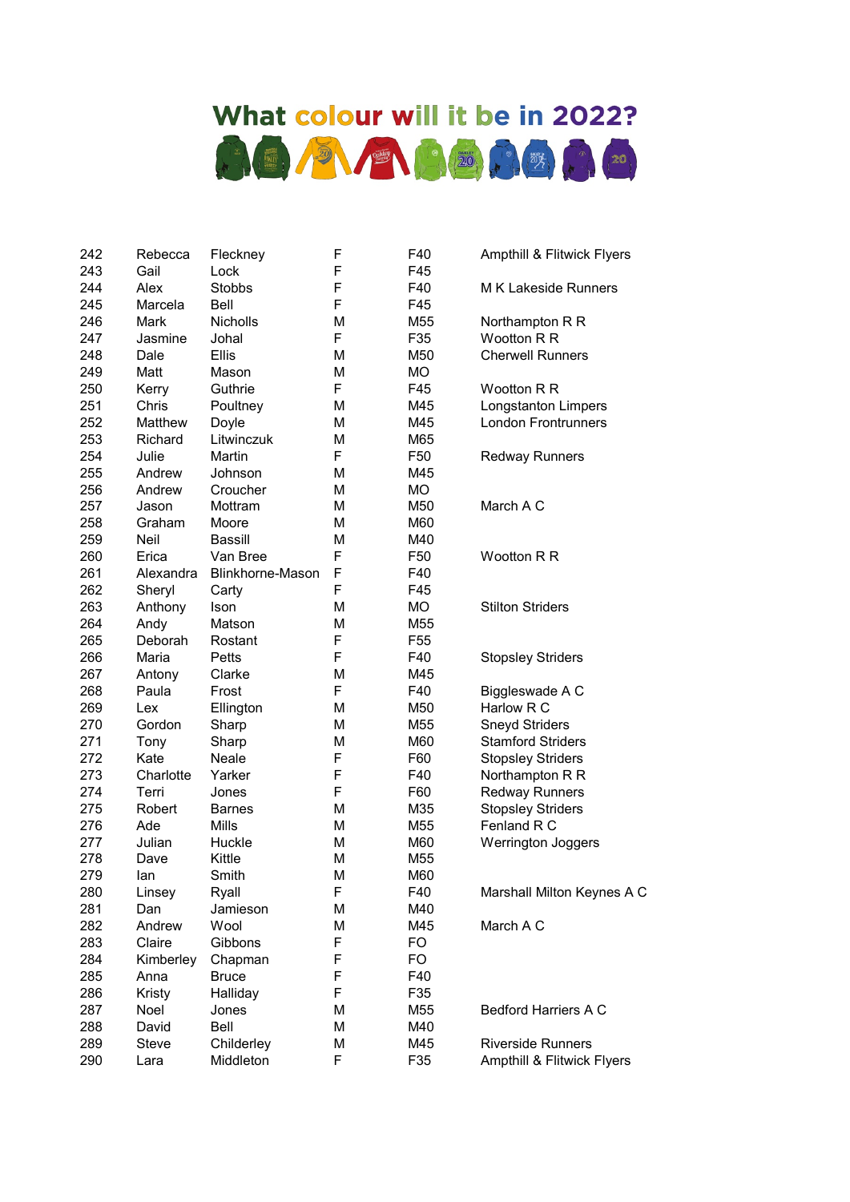# What colour will it be in 2022?

| | | | | | |
|---|---|---|---|---|---|
| 242 | Rebecca | Fleckney | F | F40 | Ampthill & Flitwick Flyers |
| 243 | Gail | Lock | F | F45 | |
| 244 | Alex | Stobbs | F | F40 | M K Lakeside Runners |
| 245 | Marcela | Bell | F | F45 | |
| 246 | Mark | Nicholls | M | M55 | Northampton R R |
| 247 | Jasmine | Johal | F | F35 | Wootton R R |
| 248 | Dale | Ellis | M | M50 | Cherwell Runners |
| 249 | Matt | Mason | M | MO | |
| 250 | Kerry | Guthrie | F | F45 | Wootton R R |
| 251 | Chris | Poultney | M | M45 | Longstanton Limpers |
| 252 | Matthew | Doyle | M | M45 | London Frontrunners |
| 253 | Richard | Litwinczuk | M | M65 | |
| 254 | Julie | Martin | F | F50 | Redway Runners |
| 255 | Andrew | Johnson | M | M45 | |
| 256 | Andrew | Croucher | M | MO | |
| 257 | Jason | Mottram | M | M50 | March A C |
| 258 | Graham | Moore | M | M60 | |
| 259 | Neil | Bassill | M | M40 | |
| 260 | Erica | Van Bree | F | F50 | Wootton R R |
| 261 | Alexandra | Blinkhorne-Mason | F | F40 | |
| 262 | Sheryl | Carty | F | F45 | |
| 263 | Anthony | Ison | M | MO | Stilton Striders |
| 264 | Andy | Matson | M | M55 | |
| 265 | Deborah | Rostant | F | F55 | |
| 266 | Maria | Petts | F | F40 | Stopsley Striders |
| 267 | Antony | Clarke | M | M45 | |
| 268 | Paula | Frost | F | F40 | Biggleswade A C |
| 269 | Lex | Ellington | M | M50 | Harlow R C |
| 270 | Gordon | Sharp | M | M55 | Sneyd Striders |
| 271 | Tony | Sharp | M | M60 | Stamford Striders |
| 272 | Kate | Neale | F | F60 | Stopsley Striders |
| 273 | Charlotte | Yarker | F | F40 | Northampton R R |
| 274 | Terri | Jones | F | F60 | Redway Runners |
| 275 | Robert | Barnes | M | M35 | Stopsley Striders |
| 276 | Ade | Mills | M | M55 | Fenland R C |
| 277 | Julian | Huckle | M | M60 | Werrington Joggers |
| 278 | Dave | Kittle | M | M55 | |
| 279 | Ian | Smith | M | M60 | |
| 280 | Linsey | Ryall | F | F40 | Marshall Milton Keynes A C |
| 281 | Dan | Jamieson | M | M40 | |
| 282 | Andrew | Wool | M | M45 | March A C |
| 283 | Claire | Gibbons | F | FO | |
| 284 | Kimberley | Chapman | F | FO | |
| 285 | Anna | Bruce | F | F40 | |
| 286 | Kristy | Halliday | F | F35 | |
| 287 | Noel | Jones | M | M55 | Bedford Harriers A C |
| 288 | David | Bell | M | M40 | |
| 289 | Steve | Childerley | M | M45 | Riverside Runners |
| 290 | Lara | Middleton | F | F35 | Ampthill & Flitwick Flyers |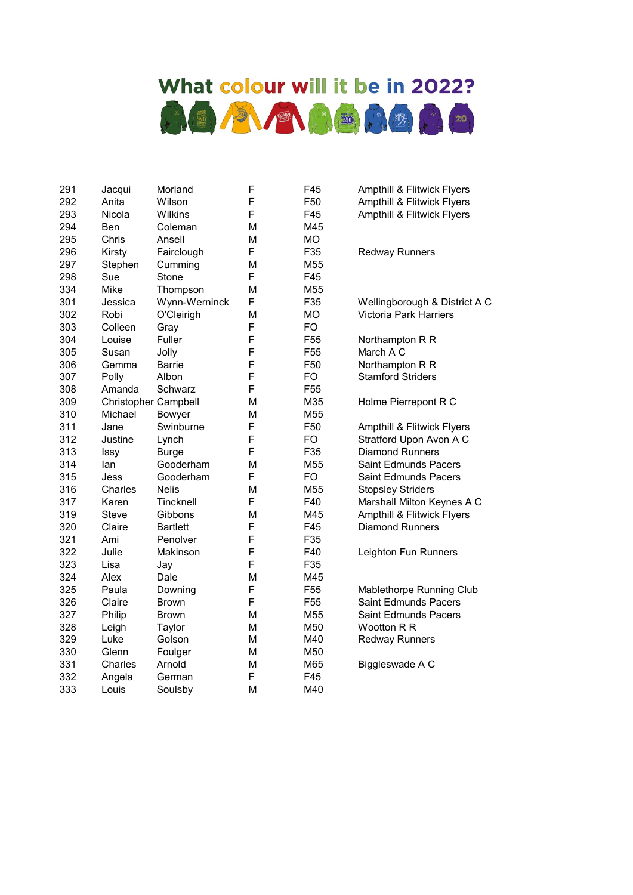# What colour will it be in 2022?

| | | | | | |
|---|---|---|---|---|---|
| 291 | Jacqui | Morland | F | F45 | Ampthill & Flitwick Flyers |
| 292 | Anita | Wilson | F | F50 | Ampthill & Flitwick Flyers |
| 293 | Nicola | Wilkins | F | F45 | Ampthill & Flitwick Flyers |
| 294 | Ben | Coleman | M | M45 | |
| 295 | Chris | Ansell | M | MO | |
| 296 | Kirsty | Fairclough | F | F35 | Redway Runners |
| 297 | Stephen | Cumming | M | M55 | |
| 298 | Sue | Stone | F | F45 | |
| 334 | Mike | Thompson | M | M55 | |
| 301 | Jessica | Wynn-Werninck | F | F35 | Wellingborough & District A C |
| 302 | Robi | O'Cleirigh | M | MO | Victoria Park Harriers |
| 303 | Colleen | Gray | F | FO | |
| 304 | Louise | Fuller | F | F55 | Northampton R R |
| 305 | Susan | Jolly | F | F55 | March A C |
| 306 | Gemma | Barrie | F | F50 | Northampton R R |
| 307 | Polly | Albon | F | FO | Stamford Striders |
| 308 | Amanda | Schwarz | F | F55 | |
| 309 | Christopher | Campbell | M | M35 | Holme Pierrepont R C |
| 310 | Michael | Bowyer | M | M55 | |
| 311 | Jane | Swinburne | F | F50 | Ampthill & Flitwick Flyers |
| 312 | Justine | Lynch | F | FO | Stratford Upon Avon A C |
| 313 | Issy | Burge | F | F35 | Diamond Runners |
| 314 | Ian | Gooderham | M | M55 | Saint Edmunds Pacers |
| 315 | Jess | Gooderham | F | FO | Saint Edmunds Pacers |
| 316 | Charles | Nelis | M | M55 | Stopsley Striders |
| 317 | Karen | Tincknell | F | F40 | Marshall Milton Keynes A C |
| 319 | Steve | Gibbons | M | M45 | Ampthill & Flitwick Flyers |
| 320 | Claire | Bartlett | F | F45 | Diamond Runners |
| 321 | Ami | Penolver | F | F35 | |
| 322 | Julie | Makinson | F | F40 | Leighton Fun Runners |
| 323 | Lisa | Jay | F | F35 | |
| 324 | Alex | Dale | M | M45 | |
| 325 | Paula | Downing | F | F55 | Mablethorpe Running Club |
| 326 | Claire | Brown | F | F55 | Saint Edmunds Pacers |
| 327 | Philip | Brown | M | M55 | Saint Edmunds Pacers |
| 328 | Leigh | Taylor | M | M50 | Wootton R R |
| 329 | Luke | Golson | M | M40 | Redway Runners |
| 330 | Glenn | Foulger | M | M50 | |
| 331 | Charles | Arnold | M | M65 | Biggleswade A C |
| 332 | Angela | German | F | F45 | |
| 333 | Louis | Soulsby | M | M40 | |